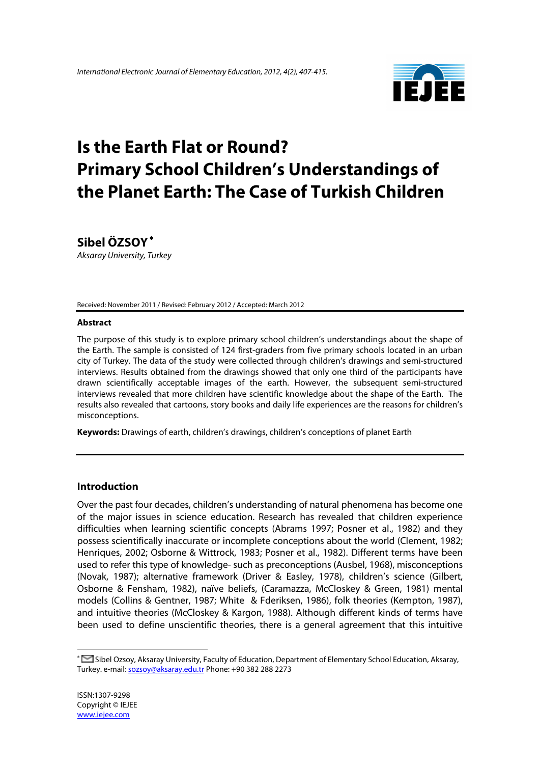# Is the Earth Flat or Round? Primary School Children's Understandings of the Planet Earth: The Case of Turkish Children

**Sibel ÖZSOY** *

*Aksaray University, Turkey*

Received: November 2011 / Revised: February 2012 / Accepted: March 2012

### Abstract

The purpose of this study is to explore primary school children's understandings about the shape of the Earth. The sample is consisted of 124 first-graders from five primary schools located in an urban city of Turkey. The data of the study were collected through children's drawings and semi-structured interviews. Results obtained from the drawings showed that only one third of the participants have drawn scientifically acceptable images of the earth. However, the subsequent semi-structured interviews revealed that more children have scientific knowledge about the shape of the Earth. The results also revealed that cartoons, story books and daily life experiences are the reasons for children's misconceptions.

**Keywords:** Drawings of earth, children's drawings, children's conceptions of planet Earth

## Introduction

Over the past four decades, children's understanding of natural phenomena has become one of the major issues in science education. Research has revealed that children experience difficulties when learning scientific concepts (Abrams 1997; Posner et al., 1982) and they possess scientifically inaccurate or incomplete conceptions about the world (Clement, 1982; Henriques, 2002; Osborne & Wittrock, 1983; Posner et al., 1982). Different terms have been used to refer this type of knowledge- such as preconceptions (Ausbel, 1968), misconceptions (Novak, 1987); alternative framework (Driver & Easley, 1978), children's science (Gilbert, Osborne & Fensham, 1982), naïve beliefs, (Caramazza, McCloskey & Green, 1981) mental models (Collins & Gentner, 1987; White & Fderiksen, 1986), folk theories (Kempton, 1987), and intuitive theories (McCloskey & Kargon, 1988). Although different kinds of terms have been used to define unscientific theories, there is a general agreement that this intuitive

* Sibel Ozsoy, Aksaray University, Faculty of Education, Department of Elementary School Education, Aksaray, Turkey. e-mail: sozsoy@aksaray.edu.tr Phone: +90 382 288 2273

ISSN:1307-9298
Copyright © IEJEE
www.iejee.com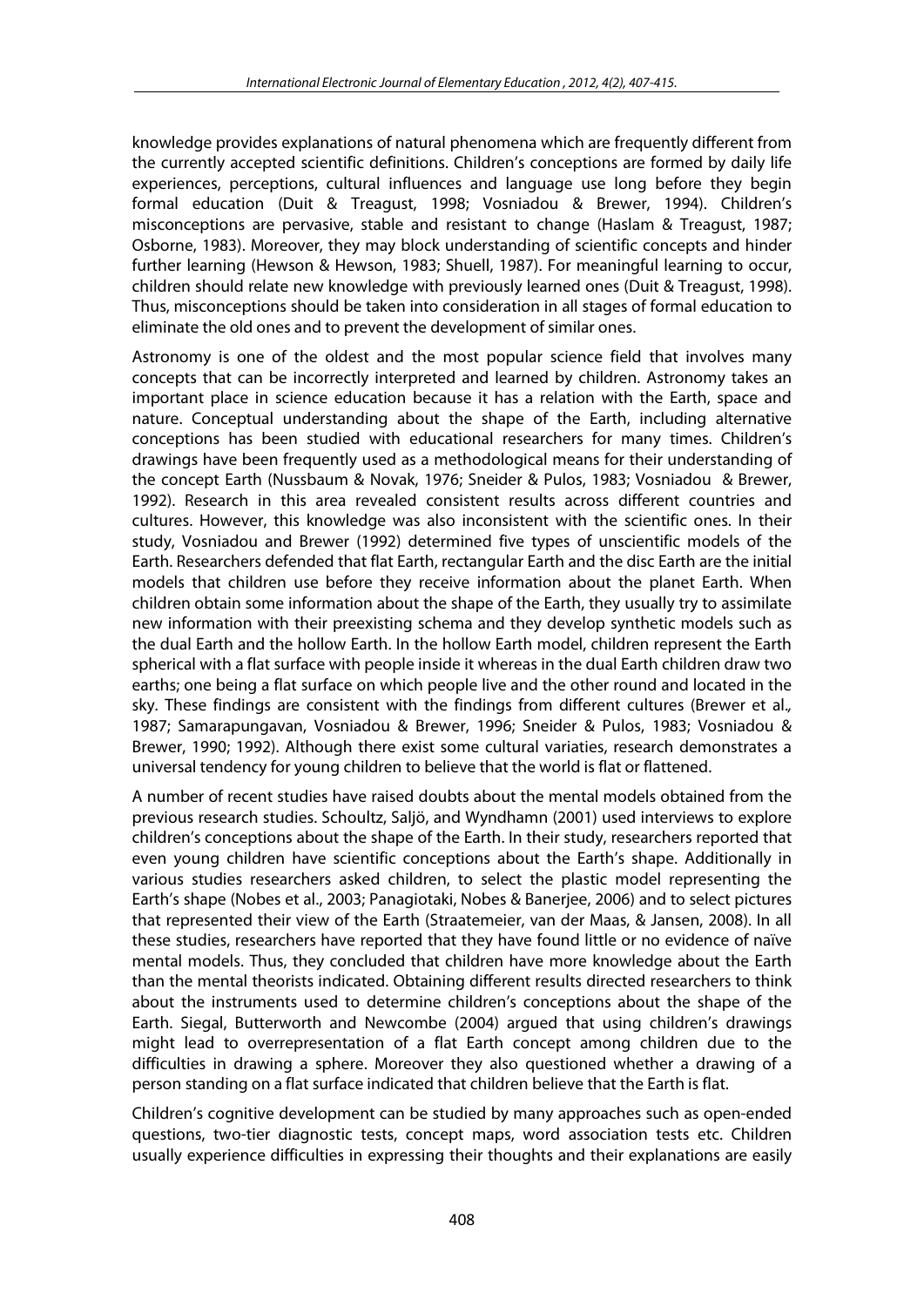knowledge provides explanations of natural phenomena which are frequently different from the currently accepted scientific definitions. Children's conceptions are formed by daily life experiences, perceptions, cultural influences and language use long before they begin formal education (Duit & Treagust, 1998; Vosniadou & Brewer, 1994). Children's misconceptions are pervasive, stable and resistant to change (Haslam & Treagust, 1987; Osborne, 1983). Moreover, they may block understanding of scientific concepts and hinder further learning (Hewson & Hewson, 1983; Shuell, 1987). For meaningful learning to occur, children should relate new knowledge with previously learned ones (Duit & Treagust, 1998). Thus, misconceptions should be taken into consideration in all stages of formal education to eliminate the old ones and to prevent the development of similar ones.

Astronomy is one of the oldest and the most popular science field that involves many concepts that can be incorrectly interpreted and learned by children. Astronomy takes an important place in science education because it has a relation with the Earth, space and nature. Conceptual understanding about the shape of the Earth, including alternative conceptions has been studied with educational researchers for many times. Children's drawings have been frequently used as a methodological means for their understanding of the concept Earth (Nussbaum & Novak, 1976; Sneider & Pulos, 1983; Vosniadou & Brewer, 1992). Research in this area revealed consistent results across different countries and cultures. However, this knowledge was also inconsistent with the scientific ones. In their study, Vosniadou and Brewer (1992) determined five types of unscientific models of the Earth. Researchers defended that flat Earth, rectangular Earth and the disc Earth are the initial models that children use before they receive information about the planet Earth. When children obtain some information about the shape of the Earth, they usually try to assimilate new information with their preexisting schema and they develop synthetic models such as the dual Earth and the hollow Earth. In the hollow Earth model, children represent the Earth spherical with a flat surface with people inside it whereas in the dual Earth children draw two earths; one being a flat surface on which people live and the other round and located in the sky. These findings are consistent with the findings from different cultures (Brewer et al., 1987; Samarapungavan, Vosniadou & Brewer, 1996; Sneider & Pulos, 1983; Vosniadou & Brewer, 1990; 1992). Although there exist some cultural variaties, research demonstrates a universal tendency for young children to believe that the world is flat or flattened.

A number of recent studies have raised doubts about the mental models obtained from the previous research studies. Schoultz, Saljö, and Wyndhamn (2001) used interviews to explore children's conceptions about the shape of the Earth. In their study, researchers reported that even young children have scientific conceptions about the Earth's shape. Additionally in various studies researchers asked children, to select the plastic model representing the Earth's shape (Nobes et al., 2003; Panagiotaki, Nobes & Banerjee, 2006) and to select pictures that represented their view of the Earth (Straatemeier, van der Maas, & Jansen, 2008). In all these studies, researchers have reported that they have found little or no evidence of naïve mental models. Thus, they concluded that children have more knowledge about the Earth than the mental theorists indicated. Obtaining different results directed researchers to think about the instruments used to determine children's conceptions about the shape of the Earth. Siegal, Butterworth and Newcombe (2004) argued that using children's drawings might lead to overrepresentation of a flat Earth concept among children due to the difficulties in drawing a sphere. Moreover they also questioned whether a drawing of a person standing on a flat surface indicated that children believe that the Earth is flat.

Children's cognitive development can be studied by many approaches such as open-ended questions, two-tier diagnostic tests, concept maps, word association tests etc. Children usually experience difficulties in expressing their thoughts and their explanations are easily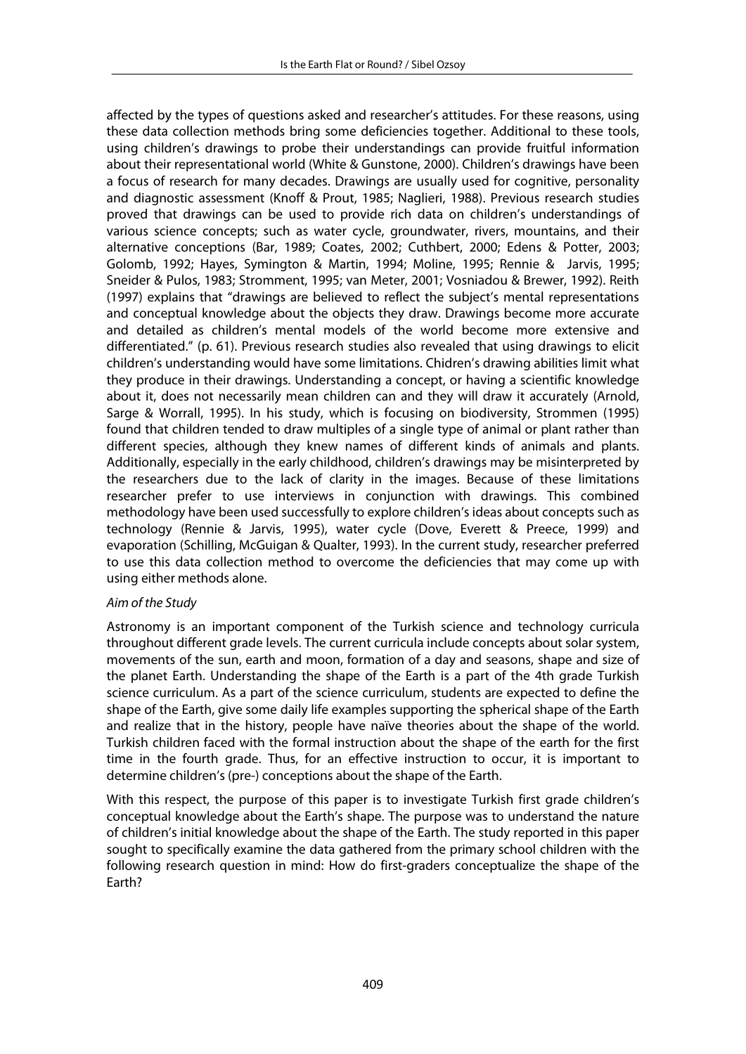affected by the types of questions asked and researcher's attitudes. For these reasons, using these data collection methods bring some deficiencies together. Additional to these tools, using children's drawings to probe their understandings can provide fruitful information about their representational world (White & Gunstone, 2000). Children's drawings have been a focus of research for many decades. Drawings are usually used for cognitive, personality and diagnostic assessment (Knoff & Prout, 1985; Naglieri, 1988). Previous research studies proved that drawings can be used to provide rich data on children's understandings of various science concepts; such as water cycle, groundwater, rivers, mountains, and their alternative conceptions (Bar, 1989; Coates, 2002; Cuthbert, 2000; Edens & Potter, 2003; Golomb, 1992; Hayes, Symington & Martin, 1994; Moline, 1995; Rennie & Jarvis, 1995; Sneider & Pulos, 1983; Stromment, 1995; van Meter, 2001; Vosniadou & Brewer, 1992). Reith (1997) explains that "drawings are believed to reflect the subject's mental representations and conceptual knowledge about the objects they draw. Drawings become more accurate and detailed as children's mental models of the world become more extensive and differentiated." (p. 61). Previous research studies also revealed that using drawings to elicit children's understanding would have some limitations. Chidren's drawing abilities limit what they produce in their drawings. Understanding a concept, or having a scientific knowledge about it, does not necessarily mean children can and they will draw it accurately (Arnold, Sarge & Worrall, 1995). In his study, which is focusing on biodiversity, Strommen (1995) found that children tended to draw multiples of a single type of animal or plant rather than different species, although they knew names of different kinds of animals and plants. Additionally, especially in the early childhood, children's drawings may be misinterpreted by the researchers due to the lack of clarity in the images. Because of these limitations researcher prefer to use interviews in conjunction with drawings. This combined methodology have been used successfully to explore children's ideas about concepts such as technology (Rennie & Jarvis, 1995), water cycle (Dove, Everett & Preece, 1999) and evaporation (Schilling, McGuigan & Qualter, 1993). In the current study, researcher preferred to use this data collection method to overcome the deficiencies that may come up with using either methods alone.

*Aim of the Study*

Astronomy is an important component of the Turkish science and technology curricula throughout different grade levels. The current curricula include concepts about solar system, movements of the sun, earth and moon, formation of a day and seasons, shape and size of the planet Earth. Understanding the shape of the Earth is a part of the 4th grade Turkish science curriculum. As a part of the science curriculum, students are expected to define the shape of the Earth, give some daily life examples supporting the spherical shape of the Earth and realize that in the history, people have naïve theories about the shape of the world. Turkish children faced with the formal instruction about the shape of the earth for the first time in the fourth grade. Thus, for an effective instruction to occur, it is important to determine children's (pre-) conceptions about the shape of the Earth.

With this respect, the purpose of this paper is to investigate Turkish first grade children's conceptual knowledge about the Earth's shape. The purpose was to understand the nature of children's initial knowledge about the shape of the Earth. The study reported in this paper sought to specifically examine the data gathered from the primary school children with the following research question in mind: How do first-graders conceptualize the shape of the Earth?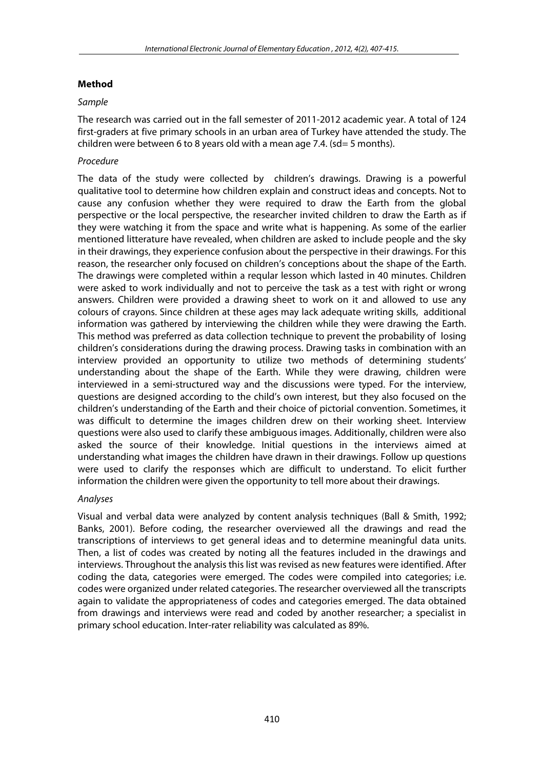**Method**

*Sample*

The research was carried out in the fall semester of 2011-2012 academic year. A total of 124 first-graders at five primary schools in an urban area of Turkey have attended the study. The children were between 6 to 8 years old with a mean age 7.4. (sd= 5 months).

*Procedure*

The data of the study were collected by children's drawings. Drawing is a powerful qualitative tool to determine how children explain and construct ideas and concepts. Not to cause any confusion whether they were required to draw the Earth from the global perspective or the local perspective, the researcher invited children to draw the Earth as if they were watching it from the space and write what is happening. As some of the earlier mentioned litterature have revealed, when children are asked to include people and the sky in their drawings, they experience confusion about the perspective in their drawings. For this reason, the researcher only focused on children's conceptions about the shape of the Earth. The drawings were completed within a reqular lesson which lasted in 40 minutes. Children were asked to work individually and not to perceive the task as a test with right or wrong answers. Children were provided a drawing sheet to work on it and allowed to use any colours of crayons. Since children at these ages may lack adequate writing skills, additional information was gathered by interviewing the children while they were drawing the Earth. This method was preferred as data collection technique to prevent the probability of losing children's considerations during the drawing process. Drawing tasks in combination with an interview provided an opportunity to utilize two methods of determining students' understanding about the shape of the Earth. While they were drawing, children were interviewed in a semi-structured way and the discussions were typed. For the interview, questions are designed according to the child's own interest, but they also focused on the children's understanding of the Earth and their choice of pictorial convention. Sometimes, it was difficult to determine the images children drew on their working sheet. Interview questions were also used to clarify these ambiguous images. Additionally, children were also asked the source of their knowledge. Initial questions in the interviews aimed at understanding what images the children have drawn in their drawings. Follow up questions were used to clarify the responses which are difficult to understand. To elicit further information the children were given the opportunity to tell more about their drawings.

*Analyses*

Visual and verbal data were analyzed by content analysis techniques (Ball & Smith, 1992; Banks, 2001). Before coding, the researcher overviewed all the drawings and read the transcriptions of interviews to get general ideas and to determine meaningful data units. Then, a list of codes was created by noting all the features included in the drawings and interviews. Throughout the analysis this list was revised as new features were identified. After coding the data, categories were emerged. The codes were compiled into categories; i.e. codes were organized under related categories. The researcher overviewed all the transcripts again to validate the appropriateness of codes and categories emerged. The data obtained from drawings and interviews were read and coded by another researcher; a specialist in primary school education. Inter-rater reliability was calculated as 89%.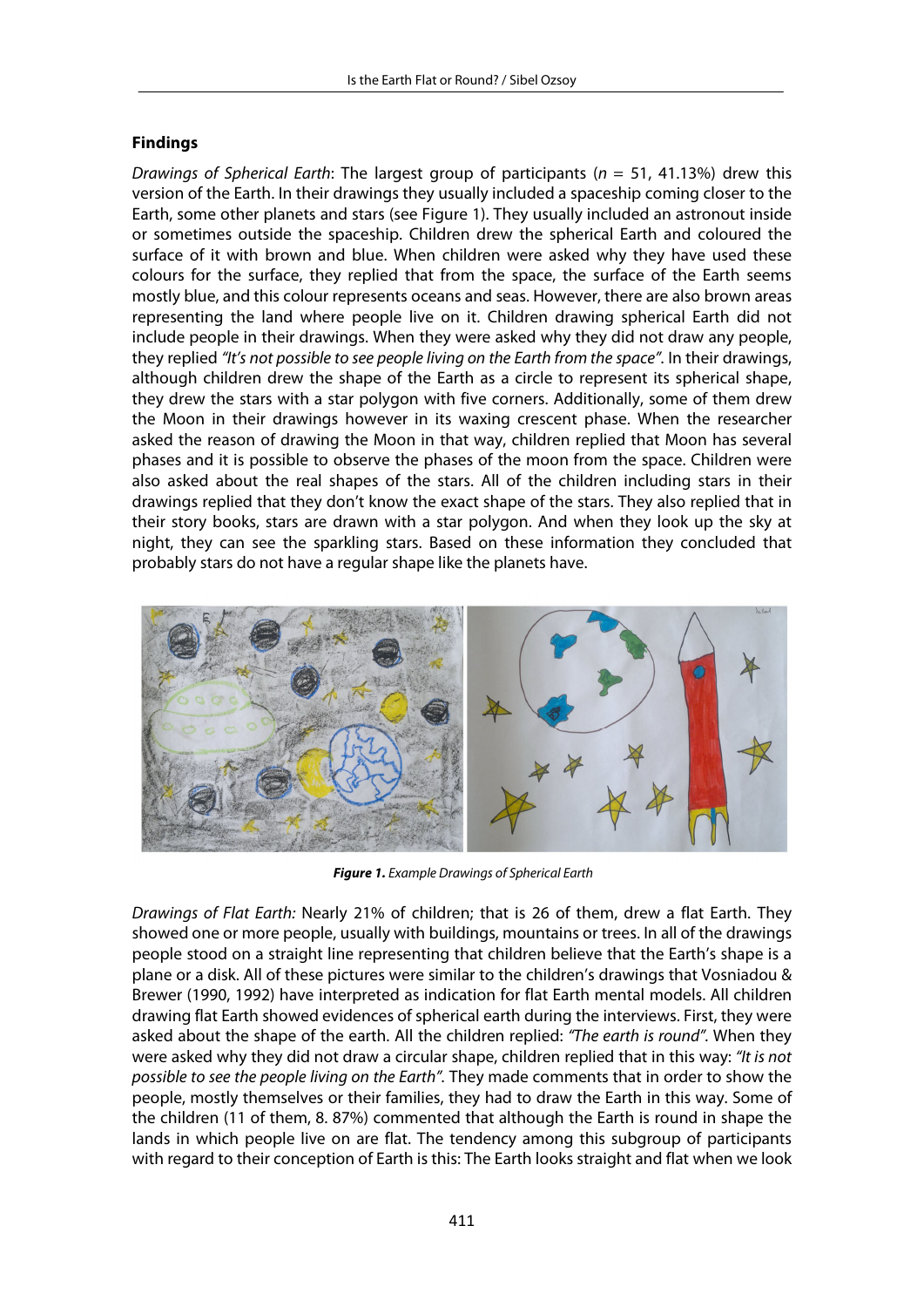## Findings

*Drawings of Spherical Earth*: The largest group of participants (*n* = 51, 41.13%) drew this version of the Earth. In their drawings they usually included a spaceship coming closer to the Earth, some other planets and stars (see Figure 1). They usually included an astronout inside or sometimes outside the spaceship. Children drew the spherical Earth and coloured the surface of it with brown and blue. When children were asked why they have used these colours for the surface, they replied that from the space, the surface of the Earth seems mostly blue, and this colour represents oceans and seas. However, there are also brown areas representing the land where people live on it. Children drawing spherical Earth did not include people in their drawings. When they were asked why they did not draw any people, they replied *"It's not possible to see people living on the Earth from the space"*. In their drawings, although children drew the shape of the Earth as a circle to represent its spherical shape, they drew the stars with a star polygon with five corners. Additionally, some of them drew the Moon in their drawings however in its waxing crescent phase. When the researcher asked the reason of drawing the Moon in that way, children replied that Moon has several phases and it is possible to observe the phases of the moon from the space. Children were also asked about the real shapes of the stars. All of the children including stars in their drawings replied that they don't know the exact shape of the stars. They also replied that in their story books, stars are drawn with a star polygon. And when they look up the sky at night, they can see the sparkling stars. Based on these information they concluded that probably stars do not have a regular shape like the planets have.

***Figure 1.*** *Example Drawings of Spherical Earth*

*Drawings of Flat Earth:* Nearly 21% of children; that is 26 of them, drew a flat Earth. They showed one or more people, usually with buildings, mountains or trees. In all of the drawings people stood on a straight line representing that children believe that the Earth's shape is a plane or a disk. All of these pictures were similar to the children's drawings that Vosniadou & Brewer (1990, 1992) have interpreted as indication for flat Earth mental models. All children drawing flat Earth showed evidences of spherical earth during the interviews. First, they were asked about the shape of the earth. All the children replied: *"The earth is round"*. When they were asked why they did not draw a circular shape, children replied that in this way: *"It is not possible to see the people living on the Earth"*. They made comments that in order to show the people, mostly themselves or their families, they had to draw the Earth in this way. Some of the children (11 of them, 8. 87%) commented that although the Earth is round in shape the lands in which people live on are flat. The tendency among this subgroup of participants with regard to their conception of Earth is this: The Earth looks straight and flat when we look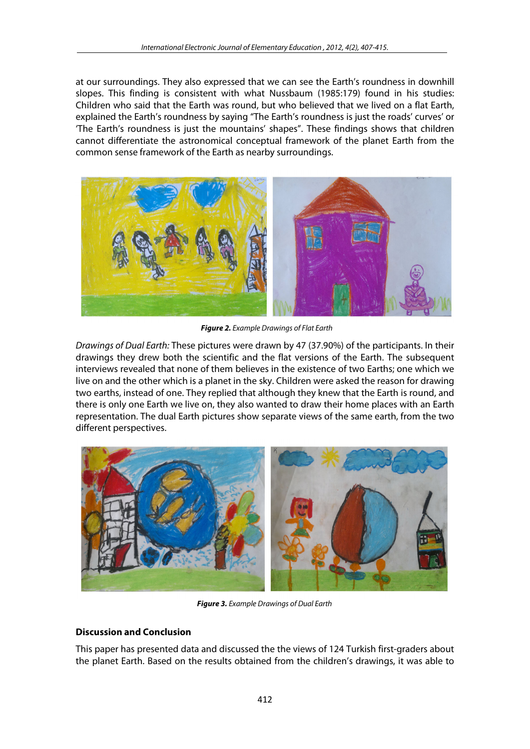at our surroundings. They also expressed that we can see the Earth's roundness in downhill slopes. This finding is consistent with what Nussbaum (1985:179) found in his studies: Children who said that the Earth was round, but who believed that we lived on a flat Earth, explained the Earth's roundness by saying "The Earth's roundness is just the roads' curves' or 'The Earth's roundness is just the mountains' shapes". These findings shows that children cannot differentiate the astronomical conceptual framework of the planet Earth from the common sense framework of the Earth as nearby surroundings.

***Figure 2.*** *Example Drawings of Flat Earth*

*Drawings of Dual Earth:* These pictures were drawn by 47 (37.90%) of the participants. In their drawings they drew both the scientific and the flat versions of the Earth. The subsequent interviews revealed that none of them believes in the existence of two Earths; one which we live on and the other which is a planet in the sky. Children were asked the reason for drawing two earths, instead of one. They replied that although they knew that the Earth is round, and there is only one Earth we live on, they also wanted to draw their home places with an Earth representation. The dual Earth pictures show separate views of the same earth, from the two different perspectives.

***Figure 3.*** *Example Drawings of Dual Earth*

## Discussion and Conclusion

This paper has presented data and discussed the the views of 124 Turkish first-graders about the planet Earth. Based on the results obtained from the children's drawings, it was able to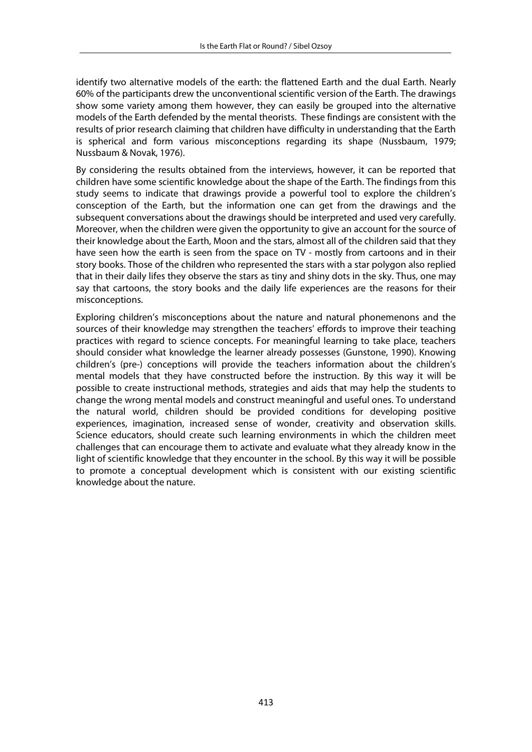identify two alternative models of the earth: the flattened Earth and the dual Earth. Nearly 60% of the participants drew the unconventional scientific version of the Earth. The drawings show some variety among them however, they can easily be grouped into the alternative models of the Earth defended by the mental theorists. These findings are consistent with the results of prior research claiming that children have difficulty in understanding that the Earth is spherical and form various misconceptions regarding its shape (Nussbaum, 1979; Nussbaum & Novak, 1976).

By considering the results obtained from the interviews, however, it can be reported that children have some scientific knowledge about the shape of the Earth. The findings from this study seems to indicate that drawings provide a powerful tool to explore the children's consception of the Earth, but the information one can get from the drawings and the subsequent conversations about the drawings should be interpreted and used very carefully. Moreover, when the children were given the opportunity to give an account for the source of their knowledge about the Earth, Moon and the stars, almost all of the children said that they have seen how the earth is seen from the space on TV - mostly from cartoons and in their story books. Those of the children who represented the stars with a star polygon also replied that in their daily lifes they observe the stars as tiny and shiny dots in the sky. Thus, one may say that cartoons, the story books and the daily life experiences are the reasons for their misconceptions.

Exploring children's misconceptions about the nature and natural phonemenons and the sources of their knowledge may strengthen the teachers' effords to improve their teaching practices with regard to science concepts. For meaningful learning to take place, teachers should consider what knowledge the learner already possesses (Gunstone, 1990). Knowing children's (pre-) conceptions will provide the teachers information about the children's mental models that they have constructed before the instruction. By this way it will be possible to create instructional methods, strategies and aids that may help the students to change the wrong mental models and construct meaningful and useful ones. To understand the natural world, children should be provided conditions for developing positive experiences, imagination, increased sense of wonder, creativity and observation skills. Science educators, should create such learning environments in which the children meet challenges that can encourage them to activate and evaluate what they already know in the light of scientific knowledge that they encounter in the school. By this way it will be possible to promote a conceptual development which is consistent with our existing scientific knowledge about the nature.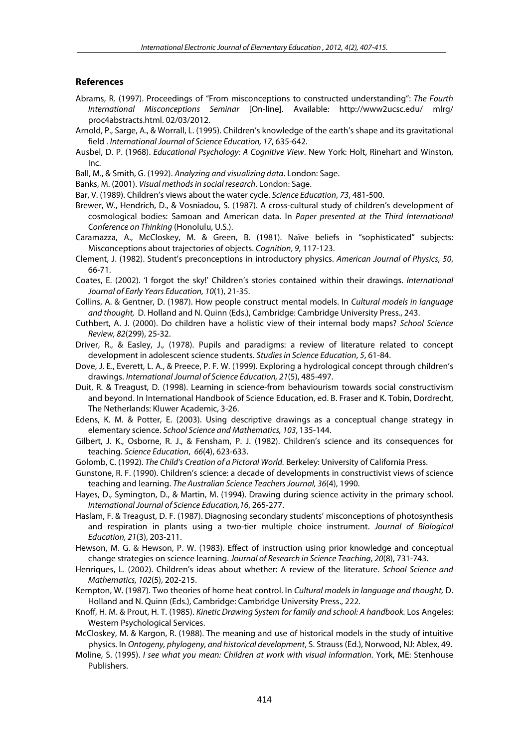## References

Abrams, R. (1997). Proceedings of "From misconceptions to constructed understanding": *The Fourth International Misconceptions Seminar* [On-line]. Available: http://www2ucsc.edu/ mlrg/ proc4abstracts.html. 02/03/2012.

Arnold, P., Sarge, A., & Worrall, L. (1995). Children's knowledge of the earth's shape and its gravitational field . *International Journal of Science Education, 17*, 635-642.

Ausbel, D. P. (1968). *Educational Psychology: A Cognitive View*. New York: Holt, Rinehart and Winston, Inc.

Ball, M., & Smith, G. (1992). *Analyzing and visualizing data*. London: Sage.

Banks, M. (2001). *Visual methods in social research*. London: Sage.

Bar, V. (1989). Children's views about the water cycle. *Science Education*, *73*, 481-500.

Brewer, W., Hendrich, D., & Vosniadou, S. (1987). A cross-cultural study of children's development of cosmological bodies: Samoan and American data. In *Paper presented at the Third International Conference on Thinking* (Honolulu, U.S.).

Caramazza, A., McCloskey, M. & Green, B. (1981). Naïve beliefs in "sophisticated" subjects: Misconceptions about trajectories of objects. *Cognition*, *9*, 117-123.

Clement, J. (1982). Student's preconceptions in introductory physics. *American Journal of Physics*, *50*, 66-71.

Coates, E. (2002). 'I forgot the sky!' Children's stories contained within their drawings. *International Journal of Early Years Education, 10*(1), 21-35.

Collins, A. & Gentner, D. (1987). How people construct mental models. In *Cultural models in language and thought,* D. Holland and N. Quinn (Eds.), Cambridge: Cambridge University Press., 243.

Cuthbert, A. J. (2000). Do children have a holistic view of their internal body maps? *School Science Review, 82*(299), 25-32.

Driver, R., & Easley, J., (1978). Pupils and paradigms: a review of literature related to concept development in adolescent science students. *Studies in Science Education*, *5*, 61-84.

Dove, J. E., Everett, L. A., & Preece, P. F. W. (1999). Exploring a hydrological concept through children's drawings. *International Journal of Science Education, 21*(5), 485-497.

Duit, R. & Treagust, D. (1998). Learning in science-from behaviourism towards social constructivism and beyond. In International Handbook of Science Education, ed. B. Fraser and K. Tobin, Dordrecht, The Netherlands: Kluwer Academic, 3-26.

Edens, K. M. & Potter, E. (2003). Using descriptive drawings as a conceptual change strategy in elementary science. *School Science and Mathematics, 103*, 135-144.

Gilbert, J. K., Osborne, R. J., & Fensham, P. J. (1982). Children's science and its consequences for teaching. *Science Education*, *66*(4), 623-633.

Golomb, C. (1992). *The Child's Creation of a Pictoral World.* Berkeley: University of California Press.

Gunstone, R. F. (1990). Children's science: a decade of developments in constructivist views of science teaching and learning. *The Australian Science Teachers Journal, 36*(4), 1990.

Hayes, D., Symington, D., & Martin, M. (1994). Drawing during science activity in the primary school. *International Journal of Science Education,16*, 265-277.

Haslam, F. & Treagust, D. F. (1987). Diagnosing secondary students' misconceptions of photosynthesis and respiration in plants using a two-tier multiple choice instrument. *Journal of Biological Education, 21*(3), 203-211.

Hewson, M. G. & Hewson, P. W. (1983). Effect of instruction using prior knowledge and conceptual change strategies on science learning. *Journal of Research in Science Teaching*, *20*(8), 731-743.

Henriques, L. (2002). Children's ideas about whether: A review of the literature. *School Science and Mathematics, 102*(5), 202-215.

Kempton, W. (1987). Two theories of home heat control. In *Cultural models in language and thought,* D. Holland and N. Quinn (Eds.), Cambridge: Cambridge University Press., 222.

Knoff, H. M. & Prout, H. T. (1985). *Kinetic Drawing System for family and school: A handbook.* Los Angeles: Western Psychological Services.

McCloskey, M. & Kargon, R. (1988). The meaning and use of historical models in the study of intuitive physics. In *Ontogeny, phylogeny, and historical development*, S. Strauss (Ed.), Norwood, NJ: Ablex, 49.

Moline, S. (1995). *I see what you mean: Children at work with visual information*. York, ME: Stenhouse Publishers.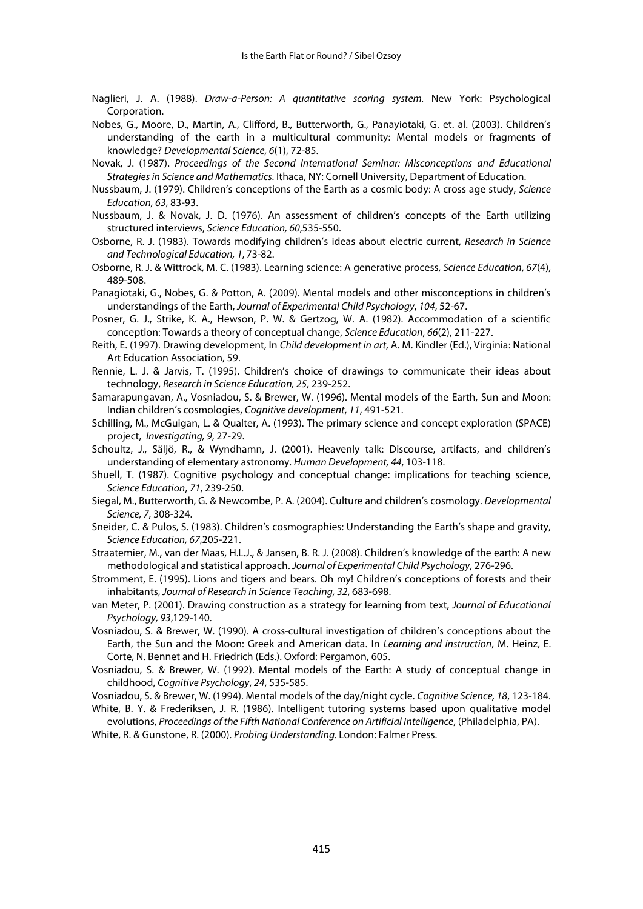Naglieri, J. A. (1988). *Draw-a-Person: A quantitative scoring system.* New York: Psychological Corporation.

Nobes, G., Moore, D., Martin, A., Clifford, B., Butterworth, G., Panayiotaki, G. et. al. (2003). Children's understanding of the earth in a multicultural community: Mental models or fragments of knowledge? *Developmental Science, 6*(1), 72-85.

Novak, J. (1987). *Proceedings of the Second International Seminar: Misconceptions and Educational Strategies in Science and Mathematics.* Ithaca, NY: Cornell University, Department of Education.

Nussbaum, J. (1979). Children's conceptions of the Earth as a cosmic body: A cross age study, *Science Education, 63*, 83-93.

Nussbaum, J. & Novak, J. D. (1976). An assessment of children's concepts of the Earth utilizing structured interviews, *Science Education, 60*,535-550.

Osborne, R. J. (1983). Towards modifying children's ideas about electric current, *Research in Science and Technological Education, 1*, 73-82.

Osborne, R. J. & Wittrock, M. C. (1983). Learning science: A generative process, *Science Education*, *67*(4), 489-508.

Panagiotaki, G., Nobes, G. & Potton, A. (2009). Mental models and other misconceptions in children's understandings of the Earth, *Journal of Experimental Child Psychology*, *104*, 52-67.

Posner, G. J., Strike, K. A., Hewson, P. W. & Gertzog, W. A. (1982). Accommodation of a scientific conception: Towards a theory of conceptual change, *Science Education*, *66*(2), 211-227.

Reith, E. (1997). Drawing development, In *Child development in art*, A. M. Kindler (Ed.), Virginia: National Art Education Association, 59.

Rennie, L. J. & Jarvis, T. (1995). Children's choice of drawings to communicate their ideas about technology, *Research in Science Education, 25*, 239-252.

Samarapungavan, A., Vosniadou, S. & Brewer, W. (1996). Mental models of the Earth, Sun and Moon: Indian children's cosmologies, *Cognitive development*, *11*, 491-521.

Schilling, M., McGuigan, L. & Qualter, A. (1993). The primary science and concept exploration (SPACE) project, *Investigating, 9*, 27-29.

Schoultz, J., Säljö, R., & Wyndhamn, J. (2001). Heavenly talk: Discourse, artifacts, and children's understanding of elementary astronomy. *Human Development, 44*, 103-118.

Shuell, T. (1987). Cognitive psychology and conceptual change: implications for teaching science, *Science Education*, *71*, 239-250.

Siegal, M., Butterworth, G. & Newcombe, P. A. (2004). Culture and children's cosmology. *Developmental Science, 7*, 308-324.

Sneider, C. & Pulos, S. (1983). Children's cosmographies: Understanding the Earth's shape and gravity, *Science Education, 67*,205-221.

Straatemier, M., van der Maas, H.L.J., & Jansen, B. R. J. (2008). Children's knowledge of the earth: A new methodological and statistical approach. *Journal of Experimental Child Psychology*, 276-296.

Stromment, E. (1995). Lions and tigers and bears. Oh my! Children's conceptions of forests and their inhabitants, *Journal of Research in Science Teaching, 32*, 683-698.

van Meter, P. (2001). Drawing construction as a strategy for learning from text, *Journal of Educational Psychology, 93*,129-140.

Vosniadou, S. & Brewer, W. (1990). A cross-cultural investigation of children's conceptions about the Earth, the Sun and the Moon: Greek and American data. In *Learning and instruction*, M. Heinz, E. Corte, N. Bennet and H. Friedrich (Eds.). Oxford: Pergamon, 605.

Vosniadou, S. & Brewer, W. (1992). Mental models of the Earth: A study of conceptual change in childhood, *Cognitive Psychology*, *24*, 535-585.

Vosniadou, S. & Brewer, W. (1994). Mental models of the day/night cycle. *Cognitive Science, 18*, 123-184.

White, B. Y. & Frederiksen, J. R. (1986). Intelligent tutoring systems based upon qualitative model evolutions, *Proceedings of the Fifth National Conference on Artificial Intelligence*, (Philadelphia, PA).

White, R. & Gunstone, R. (2000). *Probing Understanding.* London: Falmer Press.